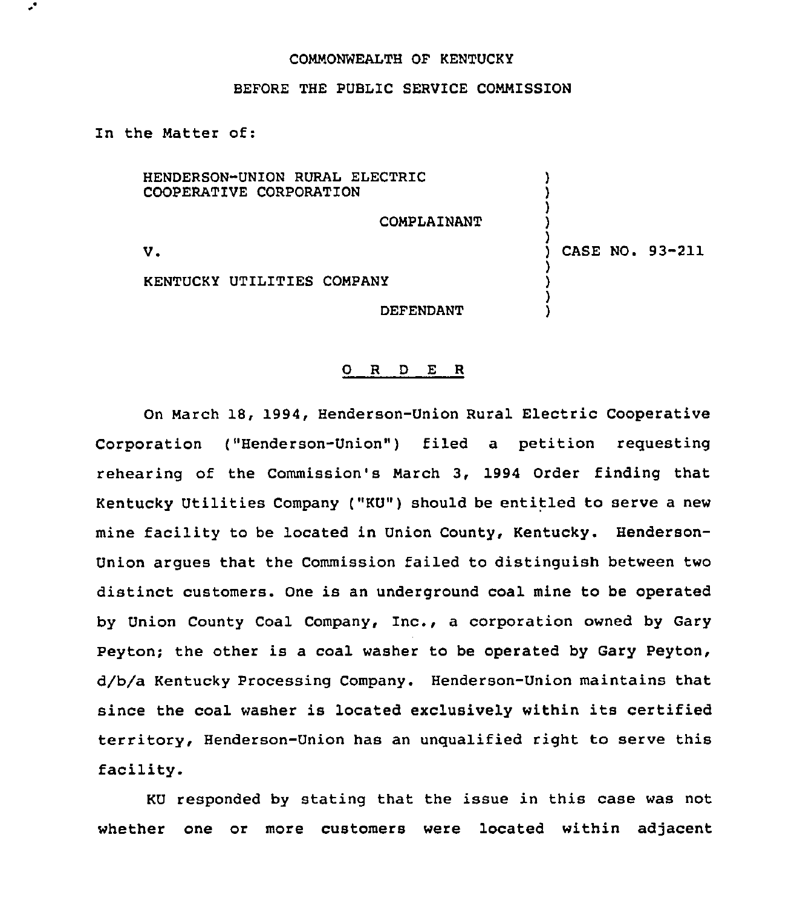COMMONWEALTH OF KENTUCKY

BEFORE THE PUBLIC SERVICE COMMISSION

In the Matter of:

| | | |
|---|---|---|
| HENDERSON-UNION RURAL ELECTRIC COOPERATIVE CORPORATION | ) | |
| COMPLAINANT | ) | |
| V. | ) | CASE NO. 93-211 |
| KENTUCKY UTILITIES COMPANY | ) | |
| DEFENDANT | ) | |

## O R D E R

On March 18, 1994, Henderson-Union Rural Electric Cooperative Corporation ("Henderson-Union") filed a petition requesting rehearing of the Commission's March 3, 1994 Order finding that Kentucky Utilities Company ("KU") should be entitled to serve a new mine facility to be located in Union County, Kentucky. Henderson-Union argues that the Commission failed to distinguish between two distinct customers. One is an underground coal mine to be operated by Union County Coal Company, Inc., a corporation owned by Gary Peyton; the other is a coal washer to be operated by Gary Peyton, d/b/a Kentucky Processing Company. Henderson-Union maintains that since the coal washer is located exclusively within its certified territory, Henderson-Union has an unqualified right to serve this facility.

KU responded by stating that the issue in this case was not whether one or more customers were located within adjacent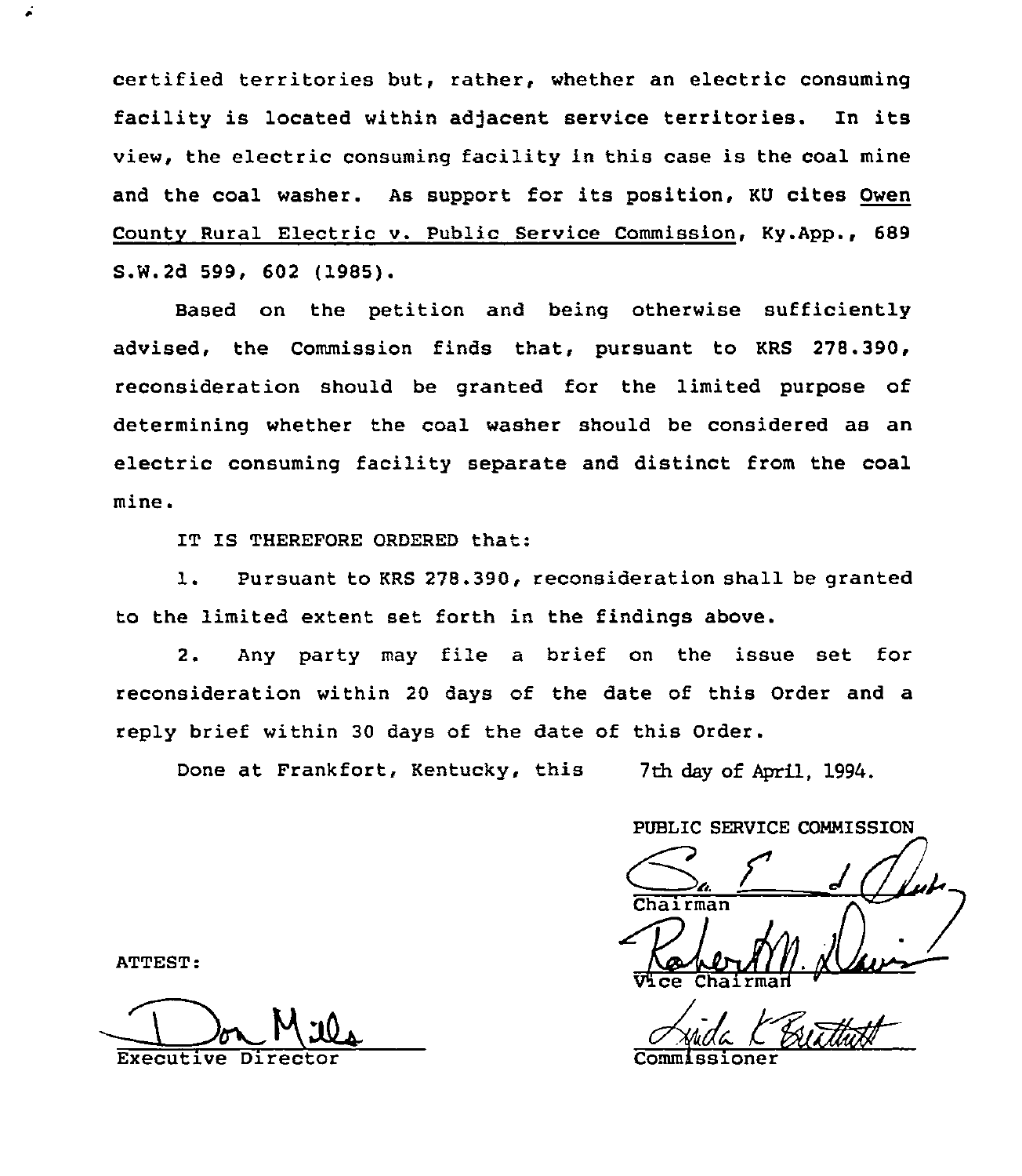certified territories but, rather, whether an electric consuming facility is located within adjacent service territories. In its view, the electric consuming facility in this case is the coal mine and the coal washer. As support for its position, KU cites Owen County Rural Electric v. Public Service Commission, Ky.App., 689 S.W.2d 599, 602 (1985).

Based on the petition and being otherwise sufficiently advised, the Commission finds that, pursuant to KRS 278.390, reconsideration should be granted for the limited purpose of determining whether the coal washer should be considered as an electric consuming facility separate and distinct from the coal mine.

IT IS THEREFORE ORDERED that:

1. Pursuant to KRS 278.390, reconsideration shall be granted to the limited extent set forth in the findings above.

2. Any party may file a brief on the issue set for reconsideration within 20 days of the date of this Order and a reply brief within 30 days of the date of this Order.

Done at Frankfort, Kentucky, this 7th day of April, 1994.

PUBLIC SERVICE COMMISSION

Chairman

Vice Chairman

Commissioner

ATTEST:

Executive Director